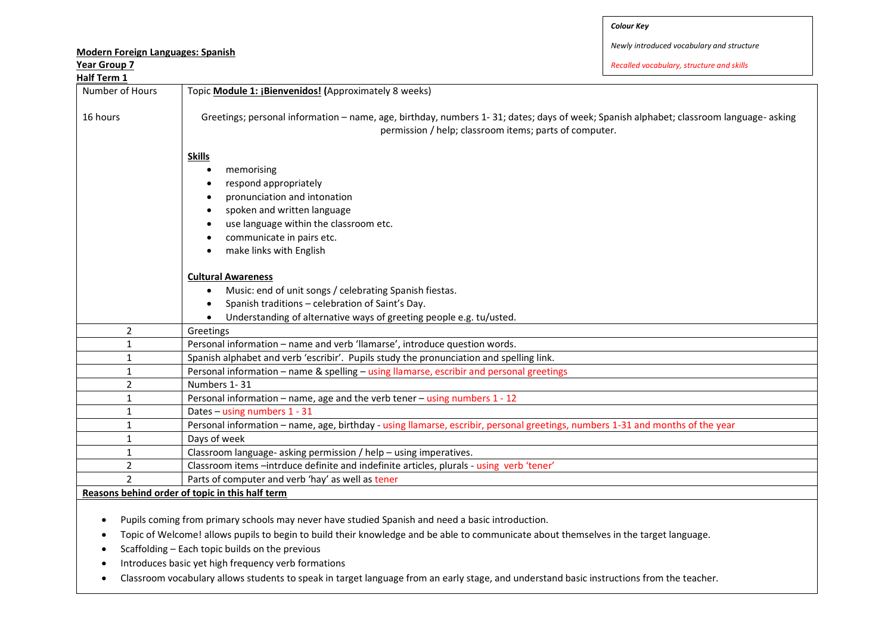*Colour Key*

*Newly introduced vocabulary and structure*

*Recalled vocabulary, structure and skills*

**Modern Foreign Languages: Spanish**
**Year Group 7**
**Half Term 1**

| Number of Hours | Topic **Module 1: ¡Bienvenidos!** (Approximately 8 weeks) |
|---|---|
| 16 hours | Greetings; personal information – name, age, birthday, numbers 1- 31; dates; days of week; Spanish alphabet; classroom language- asking permission / help; classroom items; parts of computer.<br><br>**Skills**<br>• memorising<br>• respond appropriately<br>• pronunciation and intonation<br>• spoken and written language<br>• use language within the classroom etc.<br>• communicate in pairs etc.<br>• make links with English<br><br>**Cultural Awareness**<br>• Music: end of unit songs / celebrating Spanish fiestas.<br>• Spanish traditions – celebration of Saint's Day.<br>• Understanding of alternative ways of greeting people e.g. tu/usted. |
| 2 | Greetings |
| 1 | Personal information – name and verb 'llamarse', introduce question words. |
| 1 | Spanish alphabet and verb 'escribir'. Pupils study the pronunciation and spelling link. |
| 1 | Personal information – name & spelling – using llamarse, escribir and personal greetings |
| 2 | Numbers 1- 31 |
| 1 | Personal information – name, age and the verb tener – using numbers 1 - 12 |
| 1 | Dates – using numbers 1 - 31 |
| 1 | Personal information – name, age, birthday - using llamarse, escribir, personal greetings, numbers 1-31 and months of the year |
| 1 | Days of week |
| 1 | Classroom language- asking permission / help – using imperatives. |
| 2 | Classroom items –intrduce definite and indefinite articles, plurals - using verb 'tener' |
| 2 | Parts of computer and verb 'hay' as well as tener |

**Reasons behind order of topic in this half term**

- Pupils coming from primary schools may never have studied Spanish and need a basic introduction.
- Topic of Welcome! allows pupils to begin to build their knowledge and be able to communicate about themselves in the target language.
- Scaffolding – Each topic builds on the previous
- Introduces basic yet high frequency verb formations
- Classroom vocabulary allows students to speak in target language from an early stage, and understand basic instructions from the teacher.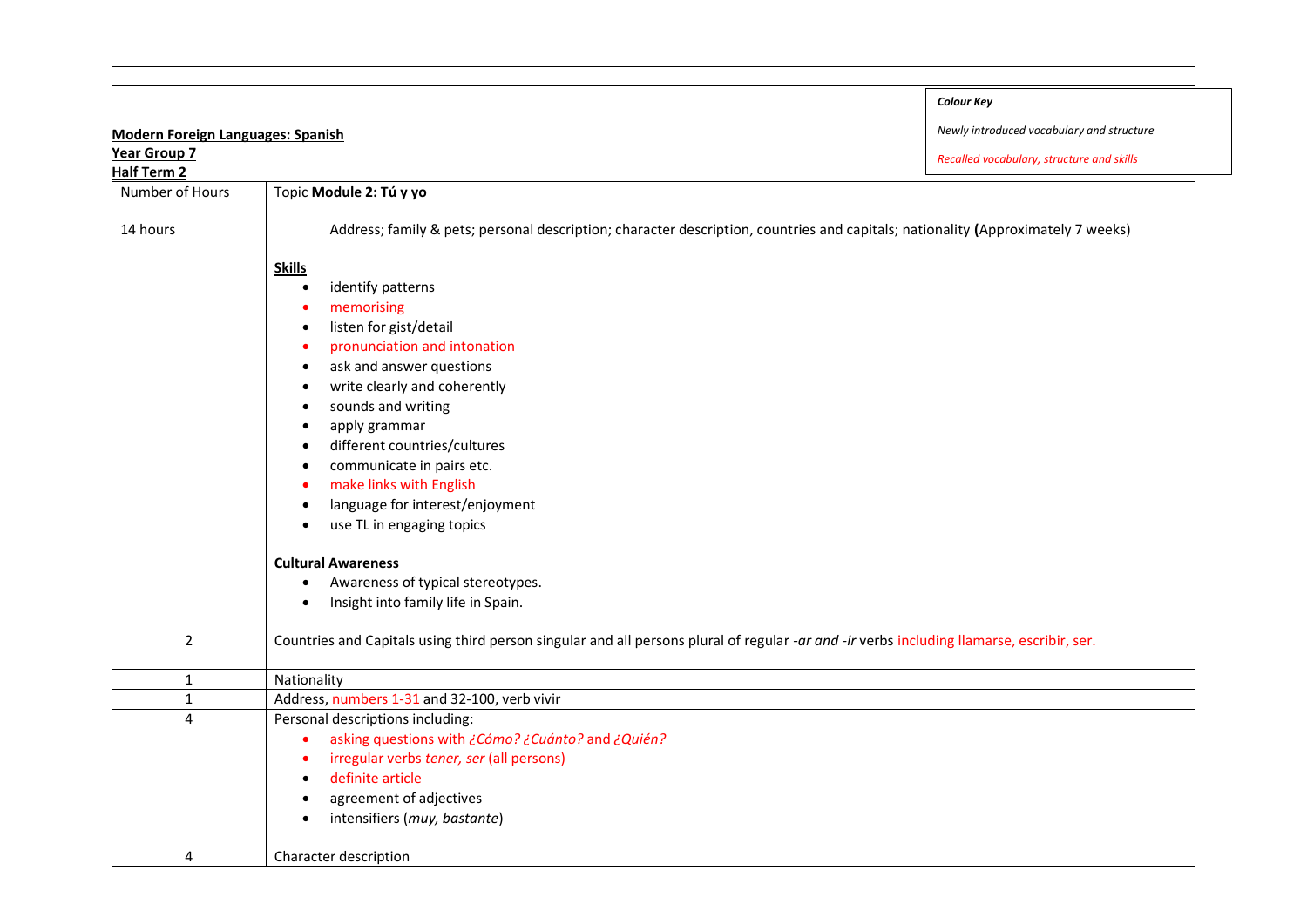| |
|---|
| |

| *Colour Key* |
|---|
| *Newly introduced vocabulary and structure* |
| *Recalled vocabulary, structure and skills* |

**Modern Foreign Languages: Spanish**
**Year Group 7**
**Half Term 2**

| Number of Hours | Topic **Module 2: Tú y yo** |
|---|---|
| 14 hours | Address; family & pets; personal description; character description, countries and capitals; nationality **(**Approximately 7 weeks)<br><br>**Skills**<br>• identify patterns<br>• memorising<br>• listen for gist/detail<br>• pronunciation and intonation<br>• ask and answer questions<br>• write clearly and coherently<br>• sounds and writing<br>• apply grammar<br>• different countries/cultures<br>• communicate in pairs etc.<br>• make links with English<br>• language for interest/enjoyment<br>• use TL in engaging topics<br><br>**Cultural Awareness**<br>• Awareness of typical stereotypes.<br>• Insight into family life in Spain. |
| 2 | Countries and Capitals using third person singular and all persons plural of regular *-ar and -ir* verbs including llamarse, escribir, ser. |
| 1 | Nationality |
| 1 | Address, numbers 1-31 and 32-100, verb vivir |
| 4 | Personal descriptions including:<br>• asking questions with *¿Cómo? ¿Cuánto?* and *¿Quién?*<br>• irregular verbs *tener, ser* (all persons)<br>• definite article<br>• agreement of adjectives<br>• intensifiers (*muy, bastante*) |
| 4 | Character description |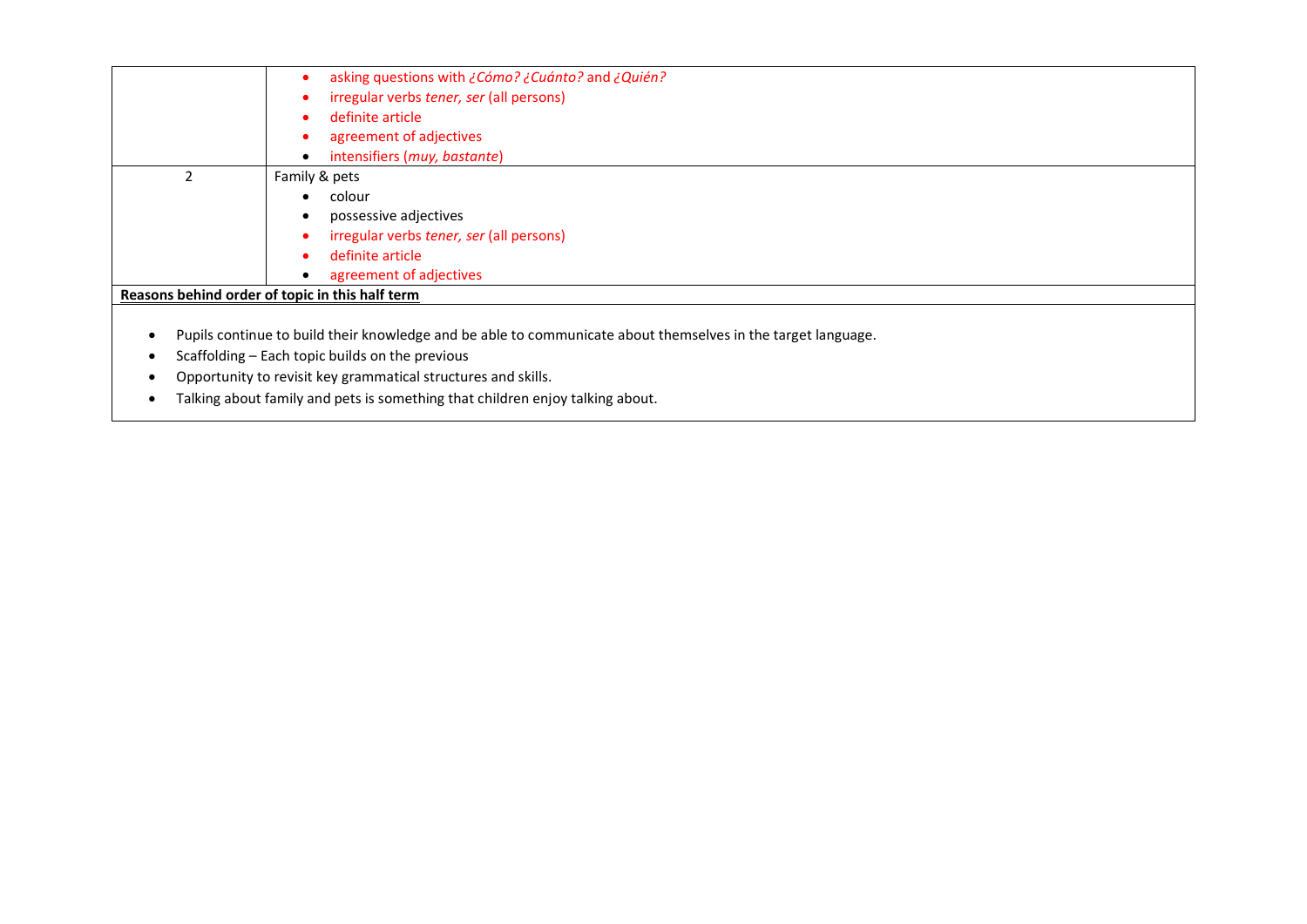| | |
|---|---|
| | • asking questions with *¿Cómo? ¿Cuánto?* and *¿Quién?*<br>• irregular verbs *tener, ser* (all persons)<br>• definite article<br>• agreement of adjectives<br>• intensifiers (*muy, bastante*) |
| 2 | Family & pets<br>• colour<br>• possessive adjectives<br>• irregular verbs *tener, ser* (all persons)<br>• definite article<br>• agreement of adjectives |

**Reasons behind order of topic in this half term**

- Pupils continue to build their knowledge and be able to communicate about themselves in the target language.
- Scaffolding – Each topic builds on the previous
- Opportunity to revisit key grammatical structures and skills.
- Talking about family and pets is something that children enjoy talking about.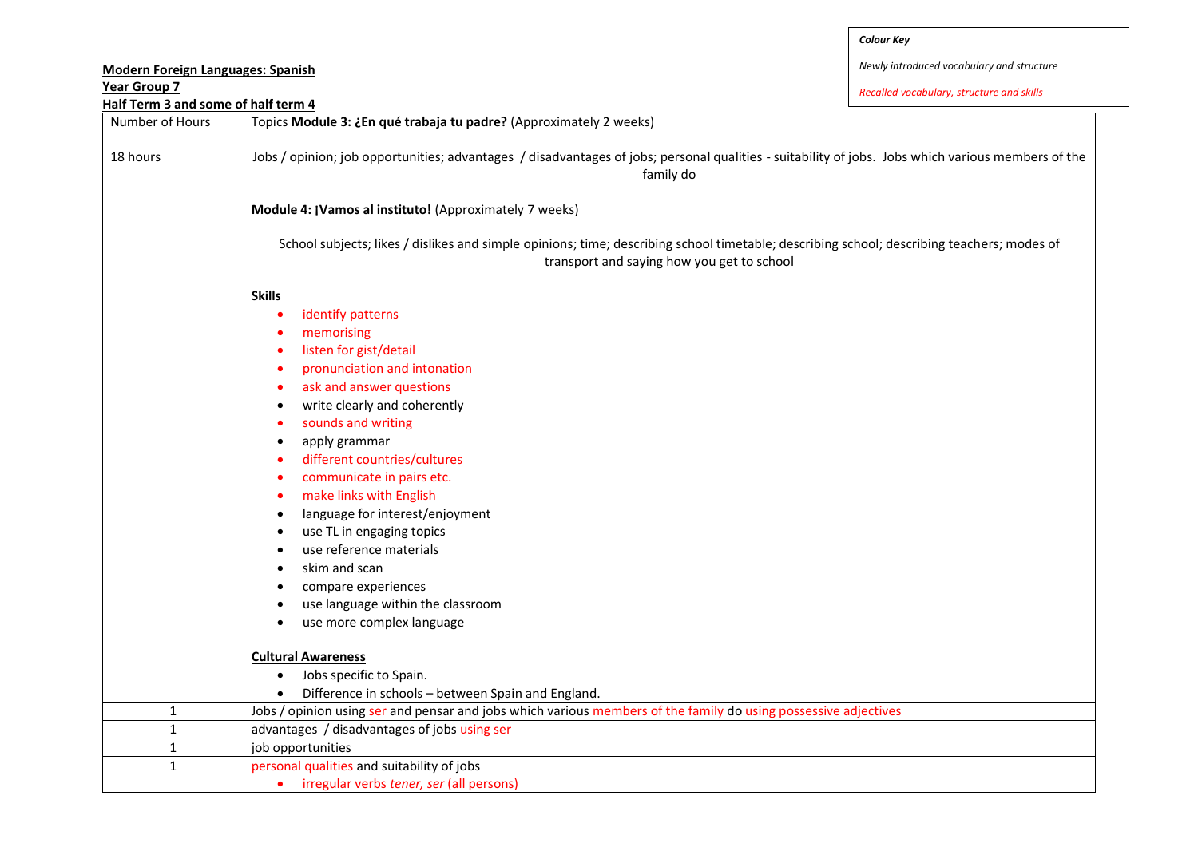**Colour Key**

*Newly introduced vocabulary and structure*

*Recalled vocabulary, structure and skills*

**Modern Foreign Languages: Spanish**

**Year Group 7**

**Half Term 3 and some of half term 4**

| Number of Hours | Topics **Module 3: ¿En qué trabaja tu padre?** (Approximately 2 weeks) |
|---|---|
| 18 hours | Jobs / opinion; job opportunities; advantages / disadvantages of jobs; personal qualities - suitability of jobs. Jobs which various members of the family do<br><br>**Module 4: ¡Vamos al instituto!** (Approximately 7 weeks)<br><br>School subjects; likes / dislikes and simple opinions; time; describing school timetable; describing school; describing teachers; modes of transport and saying how you get to school<br><br>**Skills**<br>• identify patterns<br>• memorising<br>• listen for gist/detail<br>• pronunciation and intonation<br>• ask and answer questions<br>• write clearly and coherently<br>• sounds and writing<br>• apply grammar<br>• different countries/cultures<br>• communicate in pairs etc.<br>• make links with English<br>• language for interest/enjoyment<br>• use TL in engaging topics<br>• use reference materials<br>• skim and scan<br>• compare experiences<br>• use language within the classroom<br>• use more complex language<br><br>**Cultural Awareness**<br>• Jobs specific to Spain.<br>• Difference in schools – between Spain and England. |
| 1 | Jobs / opinion using ser and pensar and jobs which various members of the family do using possessive adjectives |
| 1 | advantages / disadvantages of jobs using ser |
| 1 | job opportunities |
| 1 | personal qualities and suitability of jobs<br>• irregular verbs *tener, ser* (all persons) |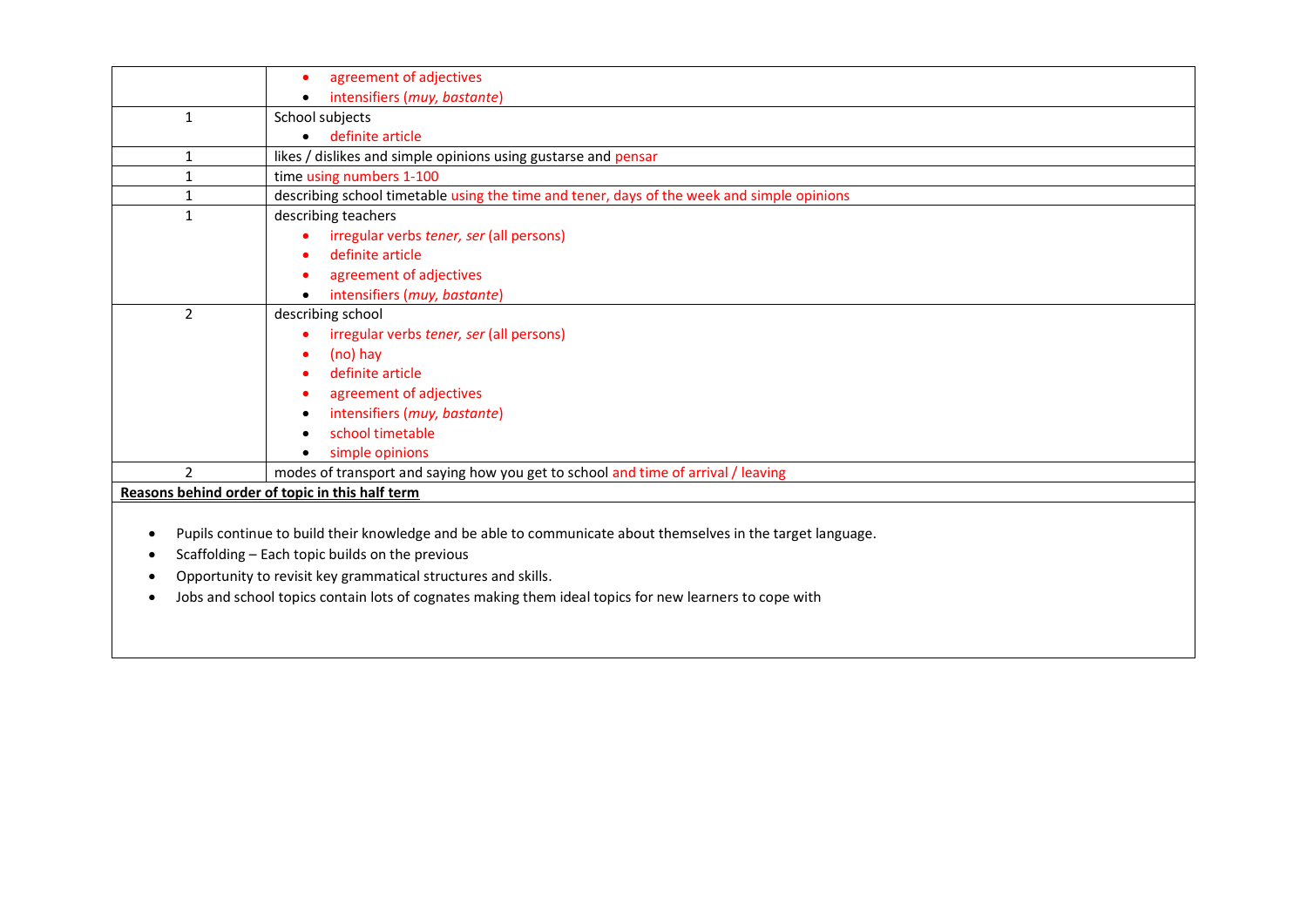| | |
|---|---|
| | • agreement of adjectives<br>• intensifiers (*muy, bastante*) |
| 1 | School subjects<br>• definite article |
| 1 | likes / dislikes and simple opinions using gustarse and pensar |
| 1 | time using numbers 1-100 |
| 1 | describing school timetable using the time and tener, days of the week and simple opinions |
| 1 | describing teachers<br>• irregular verbs *tener, ser* (all persons)<br>• definite article<br>• agreement of adjectives<br>• intensifiers (*muy, bastante*) |
| 2 | describing school<br>• irregular verbs *tener, ser* (all persons)<br>• (no) hay<br>• definite article<br>• agreement of adjectives<br>• intensifiers (*muy, bastante*)<br>• school timetable<br>• simple opinions |
| 2 | modes of transport and saying how you get to school and time of arrival / leaving |

**Reasons behind order of topic in this half term**

- Pupils continue to build their knowledge and be able to communicate about themselves in the target language.
- Scaffolding – Each topic builds on the previous
- Opportunity to revisit key grammatical structures and skills.
- Jobs and school topics contain lots of cognates making them ideal topics for new learners to cope with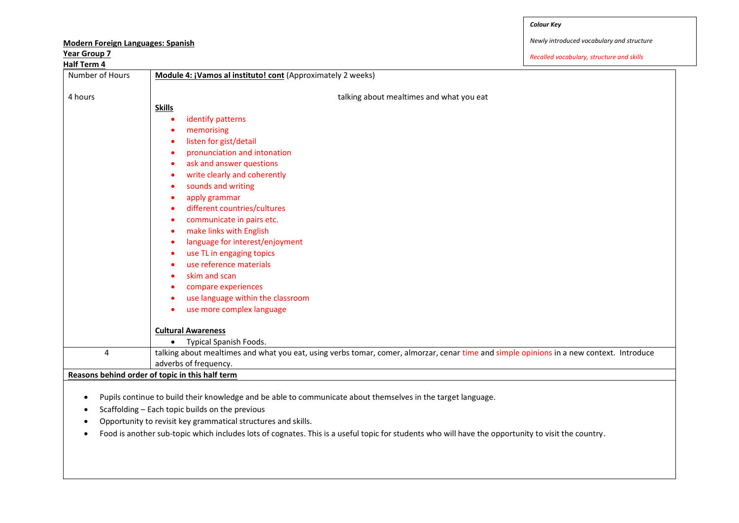***Colour Key***

*Newly introduced vocabulary and structure*

*Recalled vocabulary, structure and skills*

**Modern Foreign Languages: Spanish**
**Year Group 7**
**Half Term 4**

| Number of Hours | **Module 4: ¡Vamos al instituto! cont** (Approximately 2 weeks) |
|---|---|
| 4 hours | talking about mealtimes and what you eat<br><br>**Skills**<br>• identify patterns<br>• memorising<br>• listen for gist/detail<br>• pronunciation and intonation<br>• ask and answer questions<br>• write clearly and coherently<br>• sounds and writing<br>• apply grammar<br>• different countries/cultures<br>• communicate in pairs etc.<br>• make links with English<br>• language for interest/enjoyment<br>• use TL in engaging topics<br>• use reference materials<br>• skim and scan<br>• compare experiences<br>• use language within the classroom<br>• use more complex language<br><br>**Cultural Awareness**<br>• Typical Spanish Foods. |
| 4 | talking about mealtimes and what you eat, using verbs tomar, comer, almorzar, cenar time and simple opinions in a new context. Introduce adverbs of frequency. |

**Reasons behind order of topic in this half term**

- Pupils continue to build their knowledge and be able to communicate about themselves in the target language.
- Scaffolding – Each topic builds on the previous
- Opportunity to revisit key grammatical structures and skills.
- Food is another sub-topic which includes lots of cognates. This is a useful topic for students who will have the opportunity to visit the country.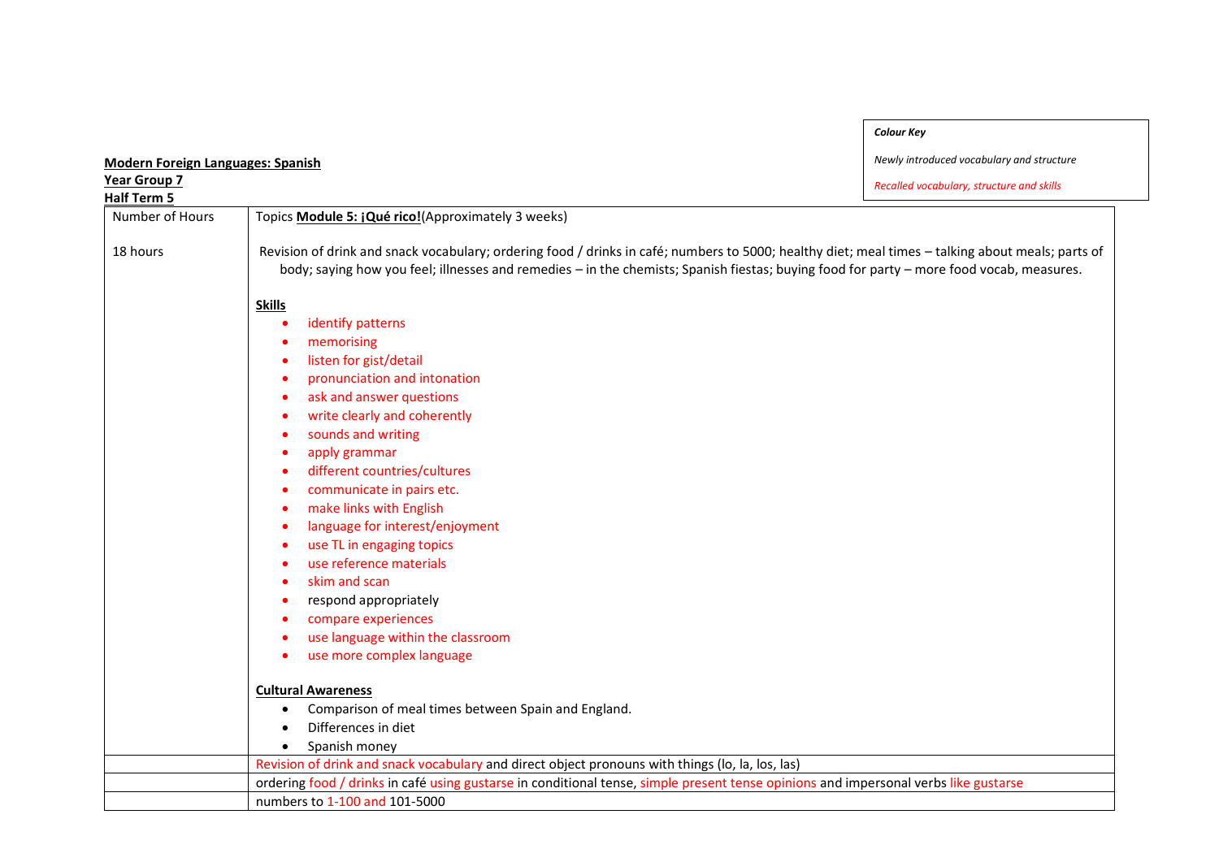***Colour Key***

*Newly introduced vocabulary and structure*

*Recalled vocabulary, structure and skills*

**Modern Foreign Languages: Spanish**
**Year Group 7**
**Half Term 5**

| Number of Hours | Topics **Module 5: ¡Qué rico!**(Approximately 3 weeks) |
|---|---|
| 18 hours | Revision of drink and snack vocabulary; ordering food / drinks in café; numbers to 5000; healthy diet; meal times – talking about meals; parts of body; saying how you feel; illnesses and remedies – in the chemists; Spanish fiestas; buying food for party – more food vocab, measures.<br><br>**Skills**<br>• identify patterns<br>• memorising<br>• listen for gist/detail<br>• pronunciation and intonation<br>• ask and answer questions<br>• write clearly and coherently<br>• sounds and writing<br>• apply grammar<br>• different countries/cultures<br>• communicate in pairs etc.<br>• make links with English<br>• language for interest/enjoyment<br>• use TL in engaging topics<br>• use reference materials<br>• skim and scan<br>• respond appropriately<br>• compare experiences<br>• use language within the classroom<br>• use more complex language<br><br>**Cultural Awareness**<br>• Comparison of meal times between Spain and England.<br>• Differences in diet<br>• Spanish money |
| | Revision of drink and snack vocabulary and direct object pronouns with things (lo, la, los, las) |
| | ordering food / drinks in café using gustarse in conditional tense, simple present tense opinions and impersonal verbs like gustarse |
| | numbers to 1-100 and 101-5000 |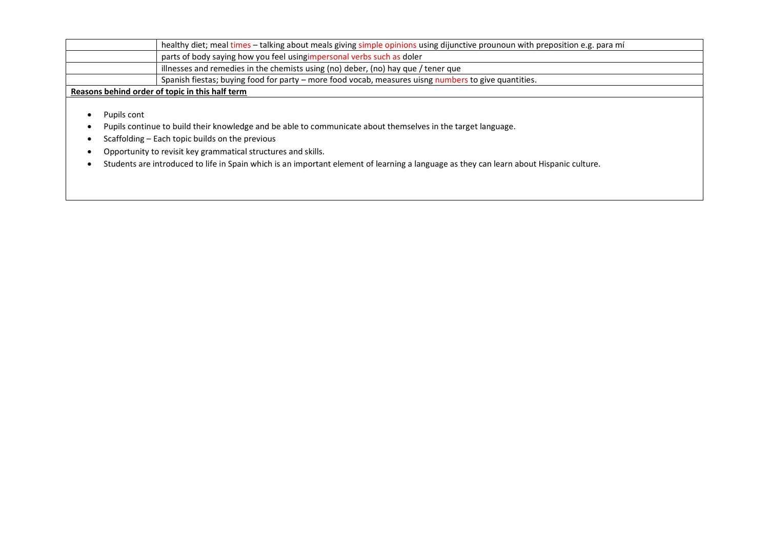| | |
|---|---|
| | healthy diet; meal times – talking about meals giving simple opinions using dijunctive prounoun with preposition e.g. para mí |
| | parts of body saying how you feel usingimpersonal verbs such as doler |
| | illnesses and remedies in the chemists using (no) deber, (no) hay que / tener que |
| | Spanish fiestas; buying food for party – more food vocab, measures uisng numbers to give quantities. |

**Reasons behind order of topic in this half term**

- Pupils cont
- Pupils continue to build their knowledge and be able to communicate about themselves in the target language.
- Scaffolding – Each topic builds on the previous
- Opportunity to revisit key grammatical structures and skills.
- Students are introduced to life in Spain which is an important element of learning a language as they can learn about Hispanic culture.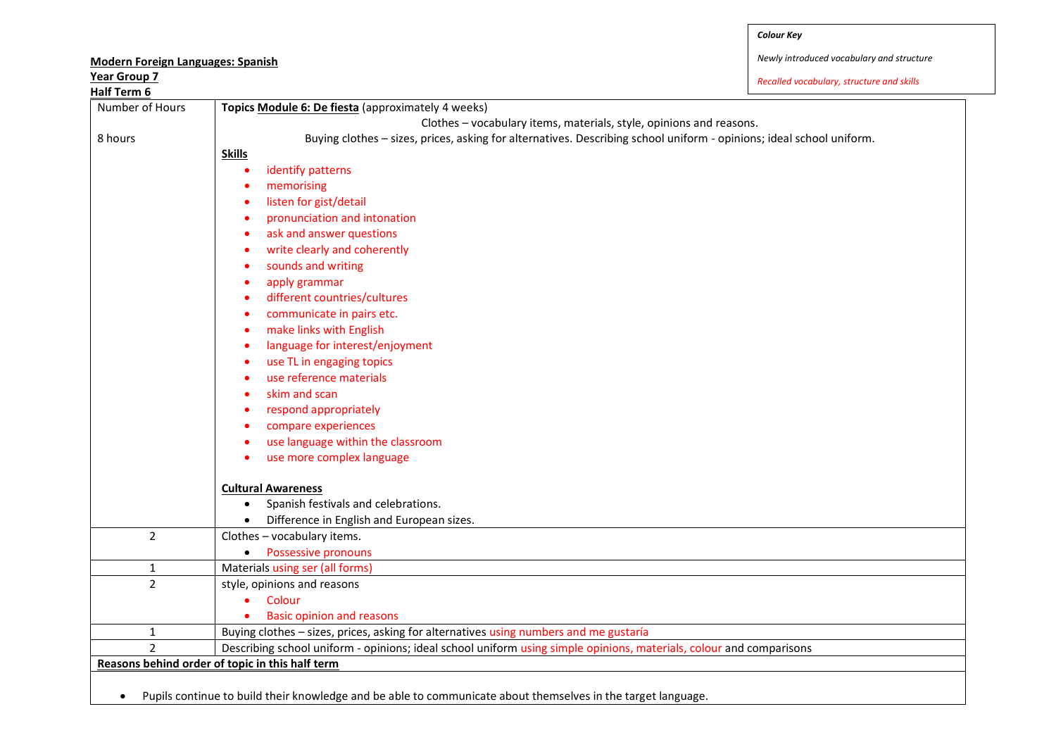*Colour Key*

*Newly introduced vocabulary and structure*

*Recalled vocabulary, structure and skills*

**Modern Foreign Languages: Spanish**
**Year Group 7**
**Half Term 6**

| Number of Hours | Topics Module 6: De fiesta (approximately 4 weeks) |
|---|---|
| 8 hours | Clothes – vocabulary items, materials, style, opinions and reasons.<br>Buying clothes – sizes, prices, asking for alternatives. Describing school uniform - opinions; ideal school uniform.<br><br>**Skills**<br>• identify patterns<br>• memorising<br>• listen for gist/detail<br>• pronunciation and intonation<br>• ask and answer questions<br>• write clearly and coherently<br>• sounds and writing<br>• apply grammar<br>• different countries/cultures<br>• communicate in pairs etc.<br>• make links with English<br>• language for interest/enjoyment<br>• use TL in engaging topics<br>• use reference materials<br>• skim and scan<br>• respond appropriately<br>• compare experiences<br>• use language within the classroom<br>• use more complex language<br><br>**Cultural Awareness**<br>• Spanish festivals and celebrations.<br>• Difference in English and European sizes. |
| 2 | Clothes – vocabulary items.<br>• Possessive pronouns |
| 1 | Materials using ser (all forms) |
| 2 | style, opinions and reasons<br>• Colour<br>• Basic opinion and reasons |
| 1 | Buying clothes – sizes, prices, asking for alternatives using numbers and me gustaría |
| 2 | Describing school uniform - opinions; ideal school uniform using simple opinions, materials, colour and comparisons |

**Reasons behind order of topic in this half term**

- Pupils continue to build their knowledge and be able to communicate about themselves in the target language.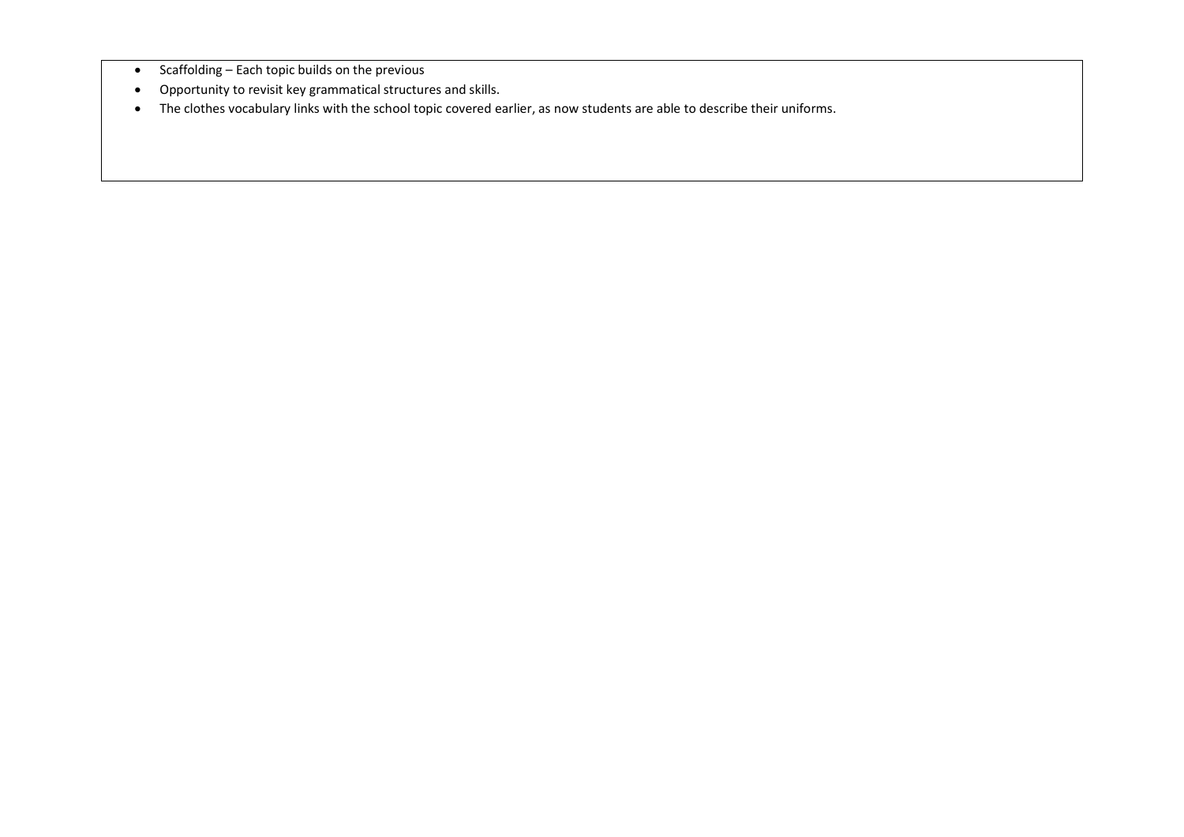- Scaffolding – Each topic builds on the previous
- Opportunity to revisit key grammatical structures and skills.
- The clothes vocabulary links with the school topic covered earlier, as now students are able to describe their uniforms.